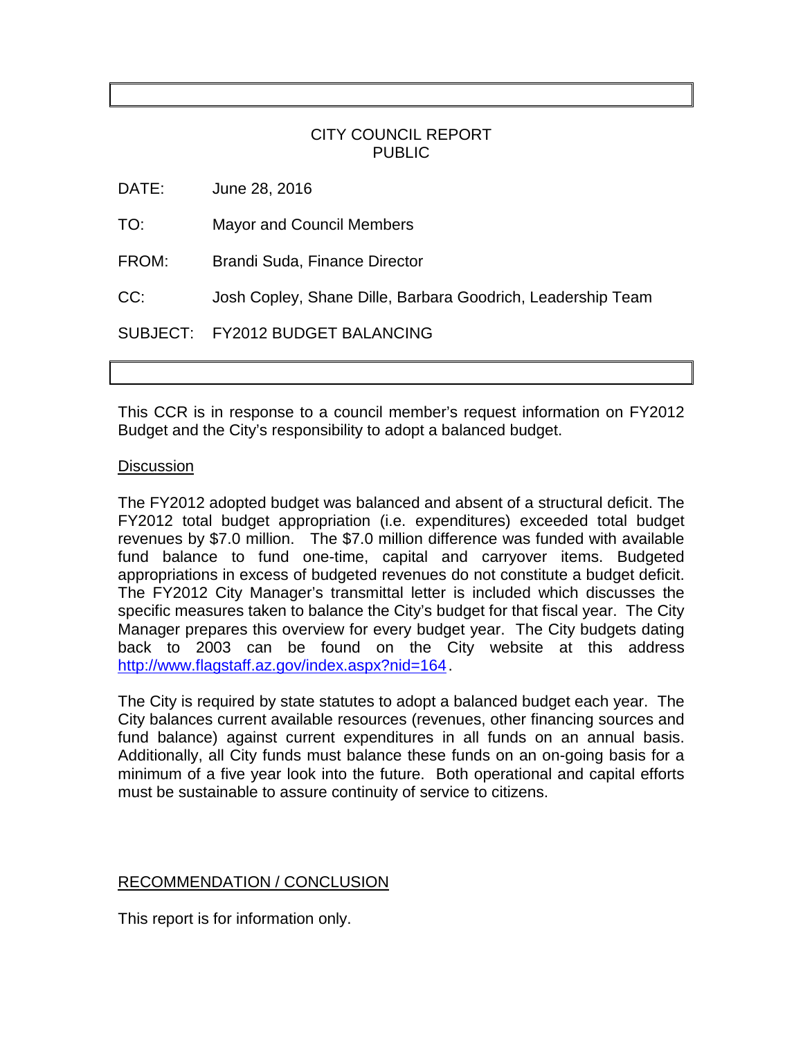CITY COUNCIL REPORT
PUBLIC

DATE: June 28, 2016

TO: Mayor and Council Members

FROM: Brandi Suda, Finance Director

CC: Josh Copley, Shane Dille, Barbara Goodrich, Leadership Team

SUBJECT: FY2012 BUDGET BALANCING

This CCR is in response to a council member's request information on FY2012 Budget and the City's responsibility to adopt a balanced budget.

Discussion

The FY2012 adopted budget was balanced and absent of a structural deficit. The FY2012 total budget appropriation (i.e. expenditures) exceeded total budget revenues by $7.0 million. The $7.0 million difference was funded with available fund balance to fund one-time, capital and carryover items. Budgeted appropriations in excess of budgeted revenues do not constitute a budget deficit. The FY2012 City Manager's transmittal letter is included which discusses the specific measures taken to balance the City's budget for that fiscal year. The City Manager prepares this overview for every budget year. The City budgets dating back to 2003 can be found on the City website at this address http://www.flagstaff.az.gov/index.aspx?nid=164.

The City is required by state statutes to adopt a balanced budget each year. The City balances current available resources (revenues, other financing sources and fund balance) against current expenditures in all funds on an annual basis. Additionally, all City funds must balance these funds on an on-going basis for a minimum of a five year look into the future. Both operational and capital efforts must be sustainable to assure continuity of service to citizens.

RECOMMENDATION / CONCLUSION

This report is for information only.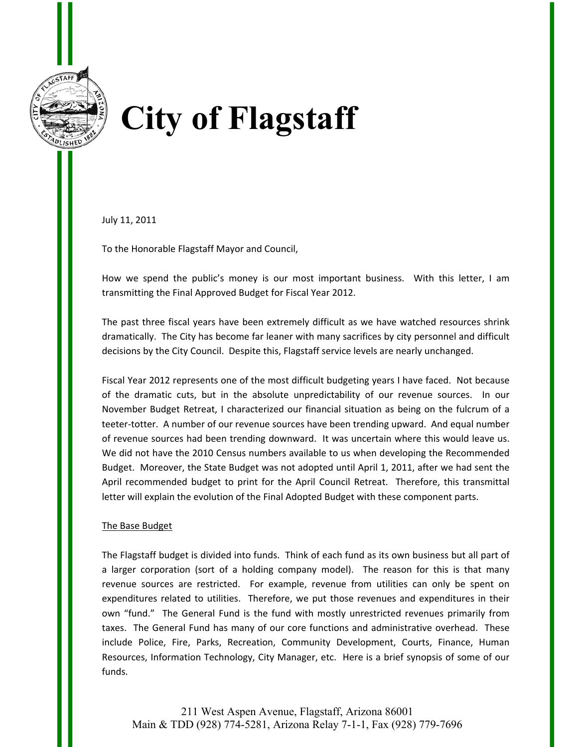# City of Flagstaff

July 11, 2011

To the Honorable Flagstaff Mayor and Council,

How we spend the public's money is our most important business. With this letter, I am transmitting the Final Approved Budget for Fiscal Year 2012.

The past three fiscal years have been extremely difficult as we have watched resources shrink dramatically. The City has become far leaner with many sacrifices by city personnel and difficult decisions by the City Council. Despite this, Flagstaff service levels are nearly unchanged.

Fiscal Year 2012 represents one of the most difficult budgeting years I have faced. Not because of the dramatic cuts, but in the absolute unpredictability of our revenue sources. In our November Budget Retreat, I characterized our financial situation as being on the fulcrum of a teeter-totter. A number of our revenue sources have been trending upward. And equal number of revenue sources had been trending downward. It was uncertain where this would leave us. We did not have the 2010 Census numbers available to us when developing the Recommended Budget. Moreover, the State Budget was not adopted until April 1, 2011, after we had sent the April recommended budget to print for the April Council Retreat. Therefore, this transmittal letter will explain the evolution of the Final Adopted Budget with these component parts.

<u>The Base Budget</u>

The Flagstaff budget is divided into funds. Think of each fund as its own business but all part of a larger corporation (sort of a holding company model). The reason for this is that many revenue sources are restricted. For example, revenue from utilities can only be spent on expenditures related to utilities. Therefore, we put those revenues and expenditures in their own "fund." The General Fund is the fund with mostly unrestricted revenues primarily from taxes. The General Fund has many of our core functions and administrative overhead. These include Police, Fire, Parks, Recreation, Community Development, Courts, Finance, Human Resources, Information Technology, City Manager, etc. Here is a brief synopsis of some of our funds.

211 West Aspen Avenue, Flagstaff, Arizona 86001
Main & TDD (928) 774-5281, Arizona Relay 7-1-1, Fax (928) 779-7696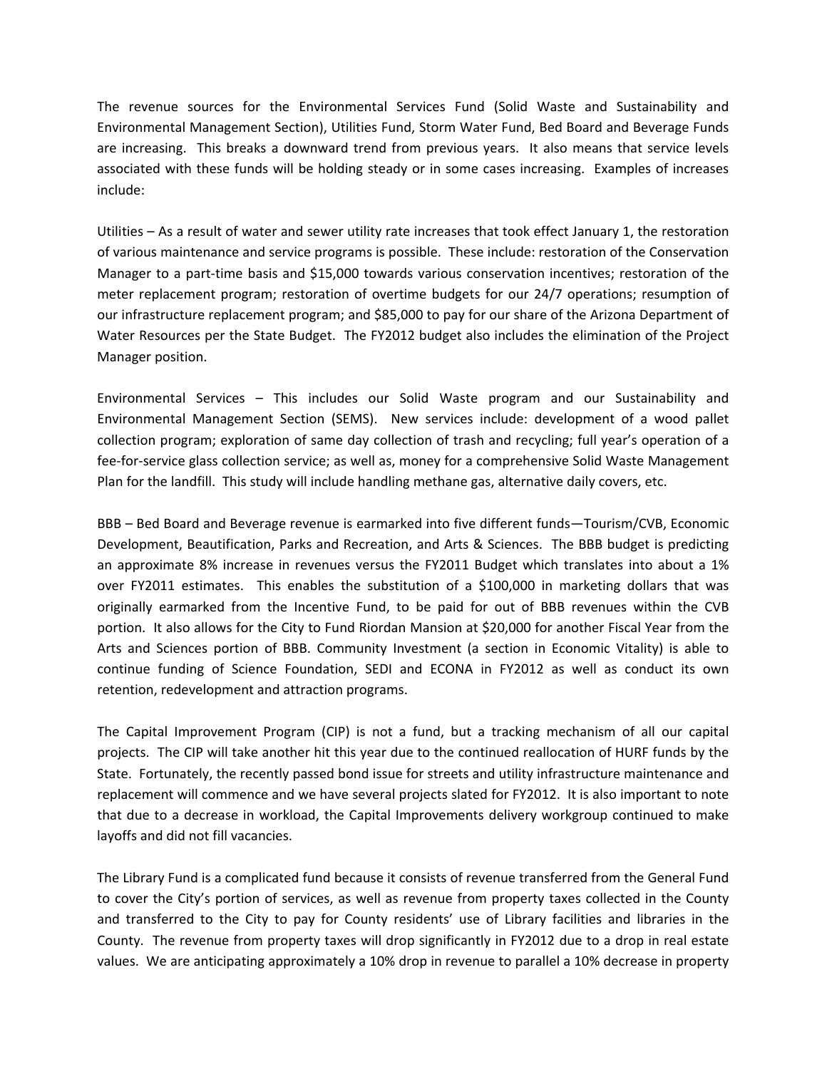The revenue sources for the Environmental Services Fund (Solid Waste and Sustainability and Environmental Management Section), Utilities Fund, Storm Water Fund, Bed Board and Beverage Funds are increasing. This breaks a downward trend from previous years. It also means that service levels associated with these funds will be holding steady or in some cases increasing. Examples of increases include:

Utilities – As a result of water and sewer utility rate increases that took effect January 1, the restoration of various maintenance and service programs is possible. These include: restoration of the Conservation Manager to a part-time basis and $15,000 towards various conservation incentives; restoration of the meter replacement program; restoration of overtime budgets for our 24/7 operations; resumption of our infrastructure replacement program; and $85,000 to pay for our share of the Arizona Department of Water Resources per the State Budget. The FY2012 budget also includes the elimination of the Project Manager position.

Environmental Services – This includes our Solid Waste program and our Sustainability and Environmental Management Section (SEMS). New services include: development of a wood pallet collection program; exploration of same day collection of trash and recycling; full year's operation of a fee-for-service glass collection service; as well as, money for a comprehensive Solid Waste Management Plan for the landfill. This study will include handling methane gas, alternative daily covers, etc.

BBB – Bed Board and Beverage revenue is earmarked into five different funds—Tourism/CVB, Economic Development, Beautification, Parks and Recreation, and Arts & Sciences. The BBB budget is predicting an approximate 8% increase in revenues versus the FY2011 Budget which translates into about a 1% over FY2011 estimates. This enables the substitution of a $100,000 in marketing dollars that was originally earmarked from the Incentive Fund, to be paid for out of BBB revenues within the CVB portion. It also allows for the City to Fund Riordan Mansion at $20,000 for another Fiscal Year from the Arts and Sciences portion of BBB. Community Investment (a section in Economic Vitality) is able to continue funding of Science Foundation, SEDI and ECONA in FY2012 as well as conduct its own retention, redevelopment and attraction programs.

The Capital Improvement Program (CIP) is not a fund, but a tracking mechanism of all our capital projects. The CIP will take another hit this year due to the continued reallocation of HURF funds by the State. Fortunately, the recently passed bond issue for streets and utility infrastructure maintenance and replacement will commence and we have several projects slated for FY2012. It is also important to note that due to a decrease in workload, the Capital Improvements delivery workgroup continued to make layoffs and did not fill vacancies.

The Library Fund is a complicated fund because it consists of revenue transferred from the General Fund to cover the City's portion of services, as well as revenue from property taxes collected in the County and transferred to the City to pay for County residents' use of Library facilities and libraries in the County. The revenue from property taxes will drop significantly in FY2012 due to a drop in real estate values. We are anticipating approximately a 10% drop in revenue to parallel a 10% decrease in property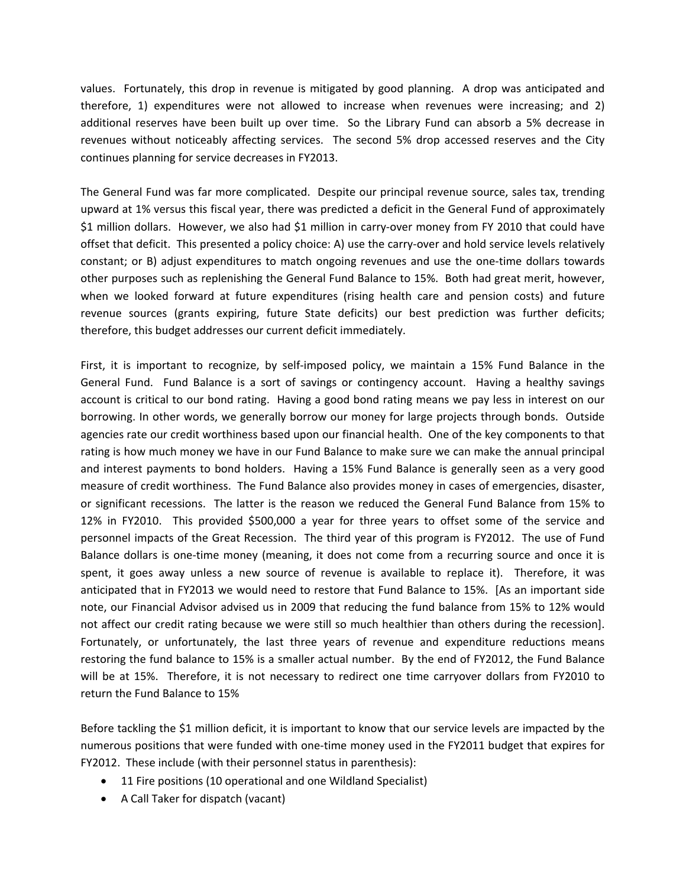values. Fortunately, this drop in revenue is mitigated by good planning. A drop was anticipated and therefore, 1) expenditures were not allowed to increase when revenues were increasing; and 2) additional reserves have been built up over time. So the Library Fund can absorb a 5% decrease in revenues without noticeably affecting services. The second 5% drop accessed reserves and the City continues planning for service decreases in FY2013.

The General Fund was far more complicated. Despite our principal revenue source, sales tax, trending upward at 1% versus this fiscal year, there was predicted a deficit in the General Fund of approximately $1 million dollars. However, we also had $1 million in carry-over money from FY 2010 that could have offset that deficit. This presented a policy choice: A) use the carry-over and hold service levels relatively constant; or B) adjust expenditures to match ongoing revenues and use the one-time dollars towards other purposes such as replenishing the General Fund Balance to 15%. Both had great merit, however, when we looked forward at future expenditures (rising health care and pension costs) and future revenue sources (grants expiring, future State deficits) our best prediction was further deficits; therefore, this budget addresses our current deficit immediately.

First, it is important to recognize, by self-imposed policy, we maintain a 15% Fund Balance in the General Fund. Fund Balance is a sort of savings or contingency account. Having a healthy savings account is critical to our bond rating. Having a good bond rating means we pay less in interest on our borrowing. In other words, we generally borrow our money for large projects through bonds. Outside agencies rate our credit worthiness based upon our financial health. One of the key components to that rating is how much money we have in our Fund Balance to make sure we can make the annual principal and interest payments to bond holders. Having a 15% Fund Balance is generally seen as a very good measure of credit worthiness. The Fund Balance also provides money in cases of emergencies, disaster, or significant recessions. The latter is the reason we reduced the General Fund Balance from 15% to 12% in FY2010. This provided $500,000 a year for three years to offset some of the service and personnel impacts of the Great Recession. The third year of this program is FY2012. The use of Fund Balance dollars is one-time money (meaning, it does not come from a recurring source and once it is spent, it goes away unless a new source of revenue is available to replace it). Therefore, it was anticipated that in FY2013 we would need to restore that Fund Balance to 15%. [As an important side note, our Financial Advisor advised us in 2009 that reducing the fund balance from 15% to 12% would not affect our credit rating because we were still so much healthier than others during the recession]. Fortunately, or unfortunately, the last three years of revenue and expenditure reductions means restoring the fund balance to 15% is a smaller actual number. By the end of FY2012, the Fund Balance will be at 15%. Therefore, it is not necessary to redirect one time carryover dollars from FY2010 to return the Fund Balance to 15%

Before tackling the $1 million deficit, it is important to know that our service levels are impacted by the numerous positions that were funded with one-time money used in the FY2011 budget that expires for FY2012. These include (with their personnel status in parenthesis):

- 11 Fire positions (10 operational and one Wildland Specialist)
- A Call Taker for dispatch (vacant)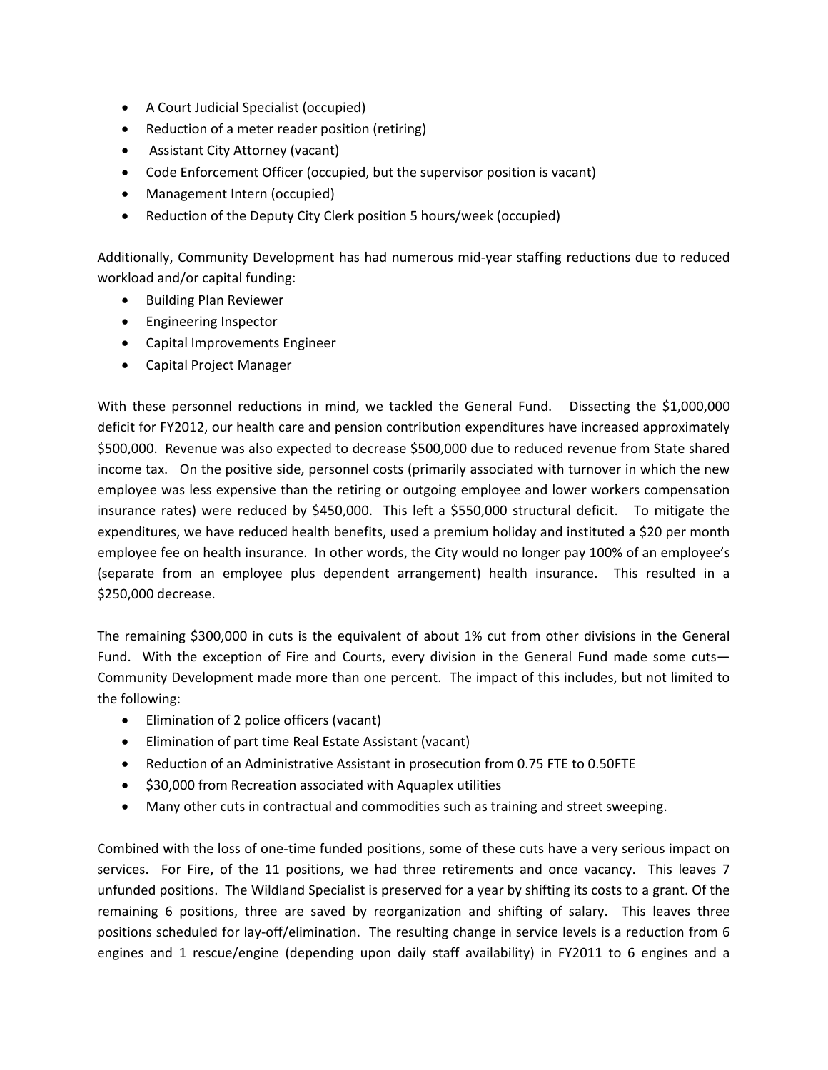- A Court Judicial Specialist (occupied)
- Reduction of a meter reader position (retiring)
- Assistant City Attorney (vacant)
- Code Enforcement Officer (occupied, but the supervisor position is vacant)
- Management Intern (occupied)
- Reduction of the Deputy City Clerk position 5 hours/week (occupied)

Additionally, Community Development has had numerous mid-year staffing reductions due to reduced workload and/or capital funding:

- Building Plan Reviewer
- Engineering Inspector
- Capital Improvements Engineer
- Capital Project Manager

With these personnel reductions in mind, we tackled the General Fund. Dissecting the $1,000,000 deficit for FY2012, our health care and pension contribution expenditures have increased approximately $500,000. Revenue was also expected to decrease $500,000 due to reduced revenue from State shared income tax. On the positive side, personnel costs (primarily associated with turnover in which the new employee was less expensive than the retiring or outgoing employee and lower workers compensation insurance rates) were reduced by $450,000. This left a $550,000 structural deficit. To mitigate the expenditures, we have reduced health benefits, used a premium holiday and instituted a $20 per month employee fee on health insurance. In other words, the City would no longer pay 100% of an employee's (separate from an employee plus dependent arrangement) health insurance. This resulted in a $250,000 decrease.

The remaining $300,000 in cuts is the equivalent of about 1% cut from other divisions in the General Fund. With the exception of Fire and Courts, every division in the General Fund made some cuts—Community Development made more than one percent. The impact of this includes, but not limited to the following:

- Elimination of 2 police officers (vacant)
- Elimination of part time Real Estate Assistant (vacant)
- Reduction of an Administrative Assistant in prosecution from 0.75 FTE to 0.50FTE
- $30,000 from Recreation associated with Aquaplex utilities
- Many other cuts in contractual and commodities such as training and street sweeping.

Combined with the loss of one-time funded positions, some of these cuts have a very serious impact on services. For Fire, of the 11 positions, we had three retirements and once vacancy. This leaves 7 unfunded positions. The Wildland Specialist is preserved for a year by shifting its costs to a grant. Of the remaining 6 positions, three are saved by reorganization and shifting of salary. This leaves three positions scheduled for lay-off/elimination. The resulting change in service levels is a reduction from 6 engines and 1 rescue/engine (depending upon daily staff availability) in FY2011 to 6 engines and a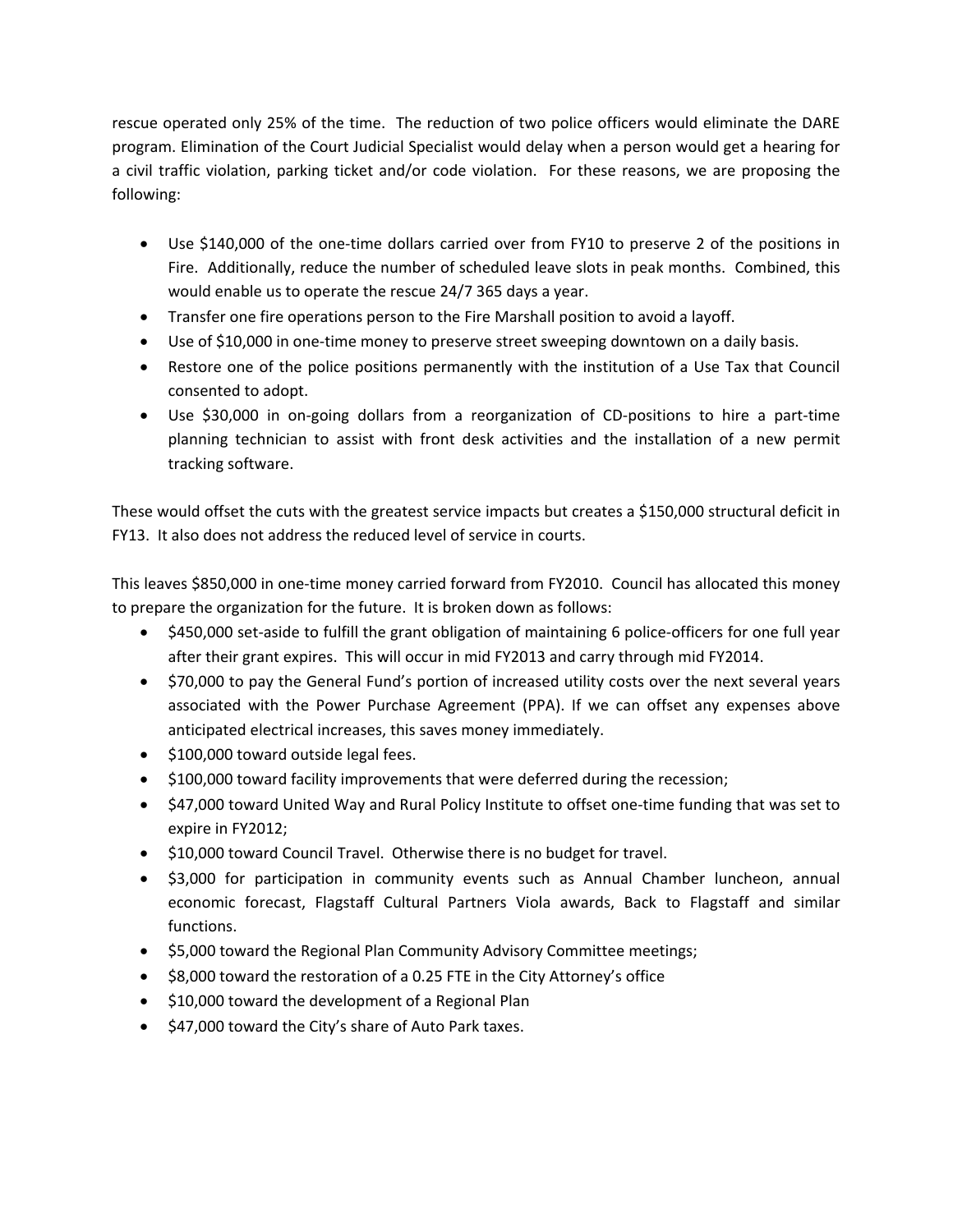rescue operated only 25% of the time. The reduction of two police officers would eliminate the DARE program. Elimination of the Court Judicial Specialist would delay when a person would get a hearing for a civil traffic violation, parking ticket and/or code violation. For these reasons, we are proposing the following:

- Use $140,000 of the one-time dollars carried over from FY10 to preserve 2 of the positions in Fire. Additionally, reduce the number of scheduled leave slots in peak months. Combined, this would enable us to operate the rescue 24/7 365 days a year.
- Transfer one fire operations person to the Fire Marshall position to avoid a layoff.
- Use of $10,000 in one-time money to preserve street sweeping downtown on a daily basis.
- Restore one of the police positions permanently with the institution of a Use Tax that Council consented to adopt.
- Use $30,000 in on-going dollars from a reorganization of CD-positions to hire a part-time planning technician to assist with front desk activities and the installation of a new permit tracking software.

These would offset the cuts with the greatest service impacts but creates a $150,000 structural deficit in FY13. It also does not address the reduced level of service in courts.

This leaves $850,000 in one-time money carried forward from FY2010. Council has allocated this money to prepare the organization for the future. It is broken down as follows:

- $450,000 set-aside to fulfill the grant obligation of maintaining 6 police-officers for one full year after their grant expires. This will occur in mid FY2013 and carry through mid FY2014.
- $70,000 to pay the General Fund's portion of increased utility costs over the next several years associated with the Power Purchase Agreement (PPA). If we can offset any expenses above anticipated electrical increases, this saves money immediately.
- $100,000 toward outside legal fees.
- $100,000 toward facility improvements that were deferred during the recession;
- $47,000 toward United Way and Rural Policy Institute to offset one-time funding that was set to expire in FY2012;
- $10,000 toward Council Travel. Otherwise there is no budget for travel.
- $3,000 for participation in community events such as Annual Chamber luncheon, annual economic forecast, Flagstaff Cultural Partners Viola awards, Back to Flagstaff and similar functions.
- $5,000 toward the Regional Plan Community Advisory Committee meetings;
- $8,000 toward the restoration of a 0.25 FTE in the City Attorney's office
- $10,000 toward the development of a Regional Plan
- $47,000 toward the City's share of Auto Park taxes.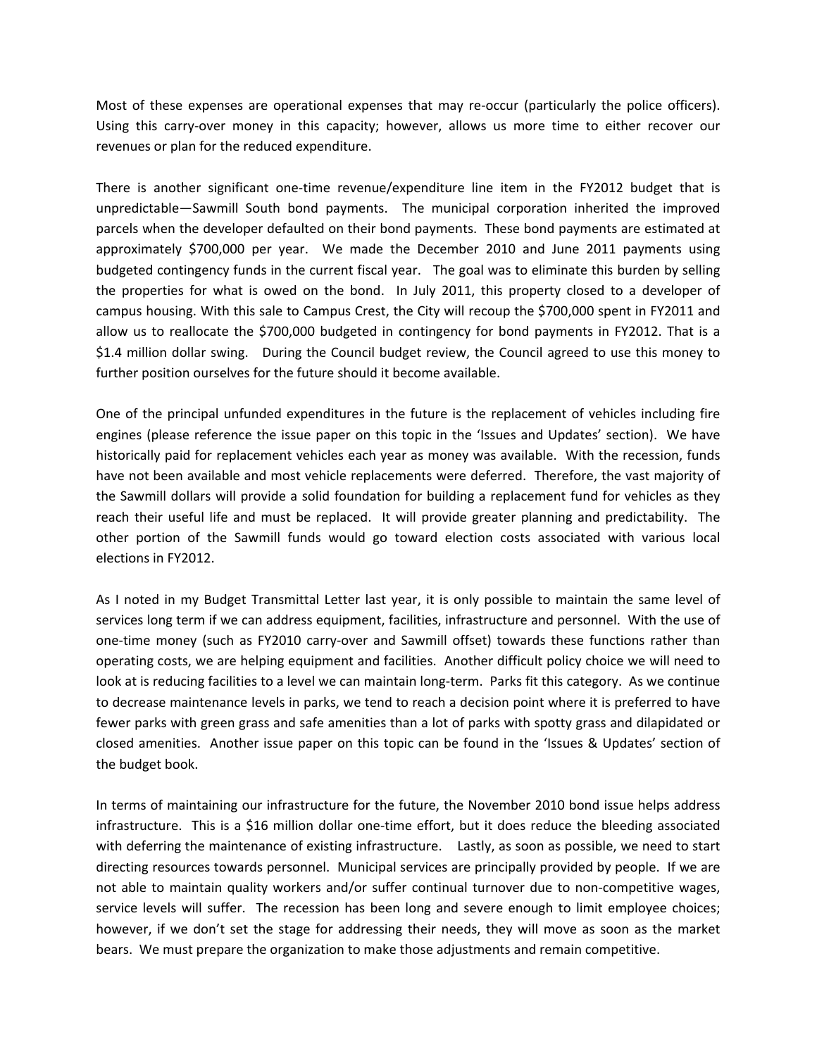Most of these expenses are operational expenses that may re-occur (particularly the police officers). Using this carry-over money in this capacity; however, allows us more time to either recover our revenues or plan for the reduced expenditure.

There is another significant one-time revenue/expenditure line item in the FY2012 budget that is unpredictable—Sawmill South bond payments. The municipal corporation inherited the improved parcels when the developer defaulted on their bond payments. These bond payments are estimated at approximately $700,000 per year. We made the December 2010 and June 2011 payments using budgeted contingency funds in the current fiscal year. The goal was to eliminate this burden by selling the properties for what is owed on the bond. In July 2011, this property closed to a developer of campus housing. With this sale to Campus Crest, the City will recoup the $700,000 spent in FY2011 and allow us to reallocate the $700,000 budgeted in contingency for bond payments in FY2012. That is a $1.4 million dollar swing. During the Council budget review, the Council agreed to use this money to further position ourselves for the future should it become available.

One of the principal unfunded expenditures in the future is the replacement of vehicles including fire engines (please reference the issue paper on this topic in the 'Issues and Updates' section). We have historically paid for replacement vehicles each year as money was available. With the recession, funds have not been available and most vehicle replacements were deferred. Therefore, the vast majority of the Sawmill dollars will provide a solid foundation for building a replacement fund for vehicles as they reach their useful life and must be replaced. It will provide greater planning and predictability. The other portion of the Sawmill funds would go toward election costs associated with various local elections in FY2012.

As I noted in my Budget Transmittal Letter last year, it is only possible to maintain the same level of services long term if we can address equipment, facilities, infrastructure and personnel. With the use of one-time money (such as FY2010 carry-over and Sawmill offset) towards these functions rather than operating costs, we are helping equipment and facilities. Another difficult policy choice we will need to look at is reducing facilities to a level we can maintain long-term. Parks fit this category. As we continue to decrease maintenance levels in parks, we tend to reach a decision point where it is preferred to have fewer parks with green grass and safe amenities than a lot of parks with spotty grass and dilapidated or closed amenities. Another issue paper on this topic can be found in the 'Issues & Updates' section of the budget book.

In terms of maintaining our infrastructure for the future, the November 2010 bond issue helps address infrastructure. This is a $16 million dollar one-time effort, but it does reduce the bleeding associated with deferring the maintenance of existing infrastructure. Lastly, as soon as possible, we need to start directing resources towards personnel. Municipal services are principally provided by people. If we are not able to maintain quality workers and/or suffer continual turnover due to non-competitive wages, service levels will suffer. The recession has been long and severe enough to limit employee choices; however, if we don't set the stage for addressing their needs, they will move as soon as the market bears. We must prepare the organization to make those adjustments and remain competitive.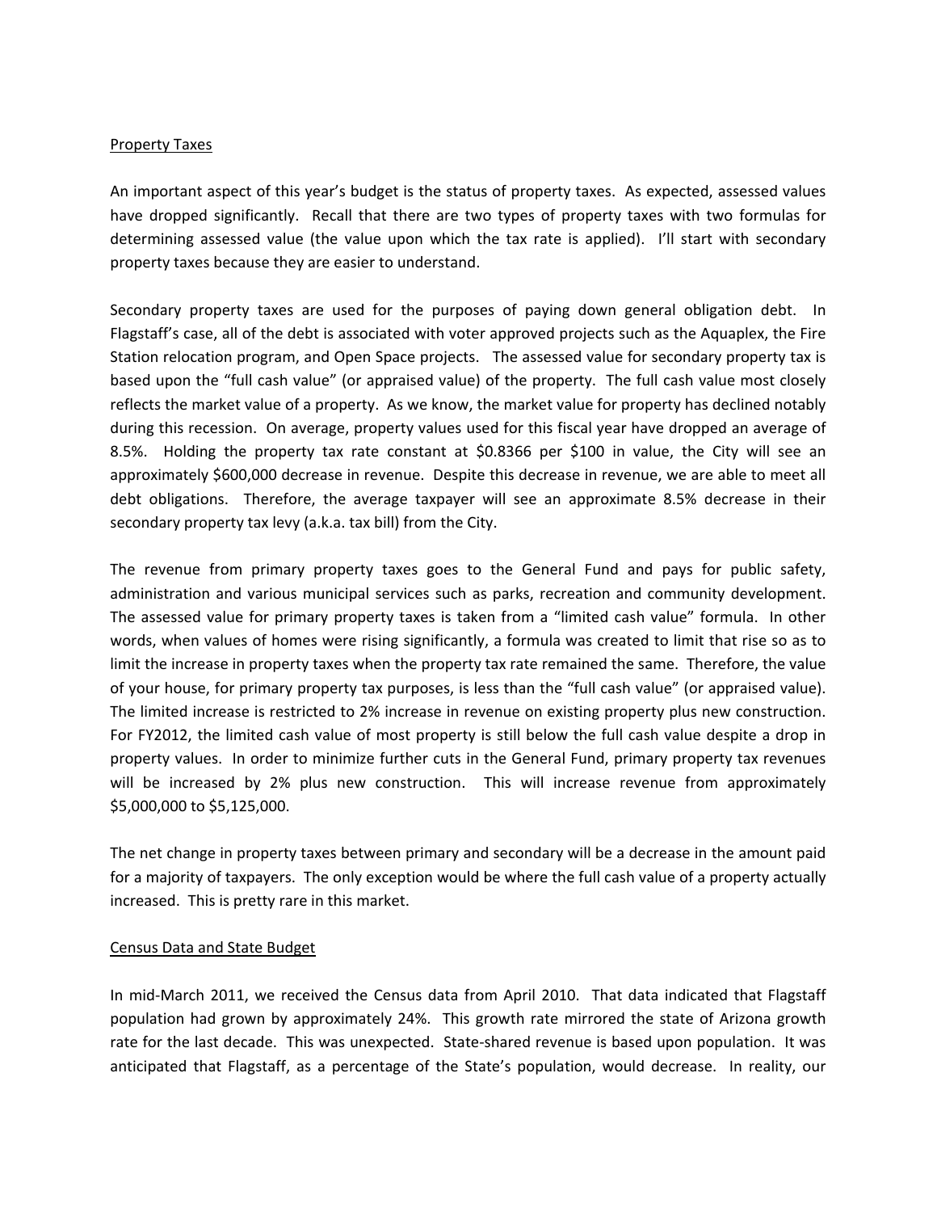## Property Taxes

An important aspect of this year's budget is the status of property taxes. As expected, assessed values have dropped significantly. Recall that there are two types of property taxes with two formulas for determining assessed value (the value upon which the tax rate is applied). I'll start with secondary property taxes because they are easier to understand.

Secondary property taxes are used for the purposes of paying down general obligation debt. In Flagstaff's case, all of the debt is associated with voter approved projects such as the Aquaplex, the Fire Station relocation program, and Open Space projects. The assessed value for secondary property tax is based upon the "full cash value" (or appraised value) of the property. The full cash value most closely reflects the market value of a property. As we know, the market value for property has declined notably during this recession. On average, property values used for this fiscal year have dropped an average of 8.5%. Holding the property tax rate constant at $0.8366 per $100 in value, the City will see an approximately $600,000 decrease in revenue. Despite this decrease in revenue, we are able to meet all debt obligations. Therefore, the average taxpayer will see an approximate 8.5% decrease in their secondary property tax levy (a.k.a. tax bill) from the City.

The revenue from primary property taxes goes to the General Fund and pays for public safety, administration and various municipal services such as parks, recreation and community development. The assessed value for primary property taxes is taken from a "limited cash value" formula. In other words, when values of homes were rising significantly, a formula was created to limit that rise so as to limit the increase in property taxes when the property tax rate remained the same. Therefore, the value of your house, for primary property tax purposes, is less than the "full cash value" (or appraised value). The limited increase is restricted to 2% increase in revenue on existing property plus new construction. For FY2012, the limited cash value of most property is still below the full cash value despite a drop in property values. In order to minimize further cuts in the General Fund, primary property tax revenues will be increased by 2% plus new construction. This will increase revenue from approximately $5,000,000 to $5,125,000.

The net change in property taxes between primary and secondary will be a decrease in the amount paid for a majority of taxpayers. The only exception would be where the full cash value of a property actually increased. This is pretty rare in this market.

## Census Data and State Budget

In mid-March 2011, we received the Census data from April 2010. That data indicated that Flagstaff population had grown by approximately 24%. This growth rate mirrored the state of Arizona growth rate for the last decade. This was unexpected. State-shared revenue is based upon population. It was anticipated that Flagstaff, as a percentage of the State's population, would decrease. In reality, our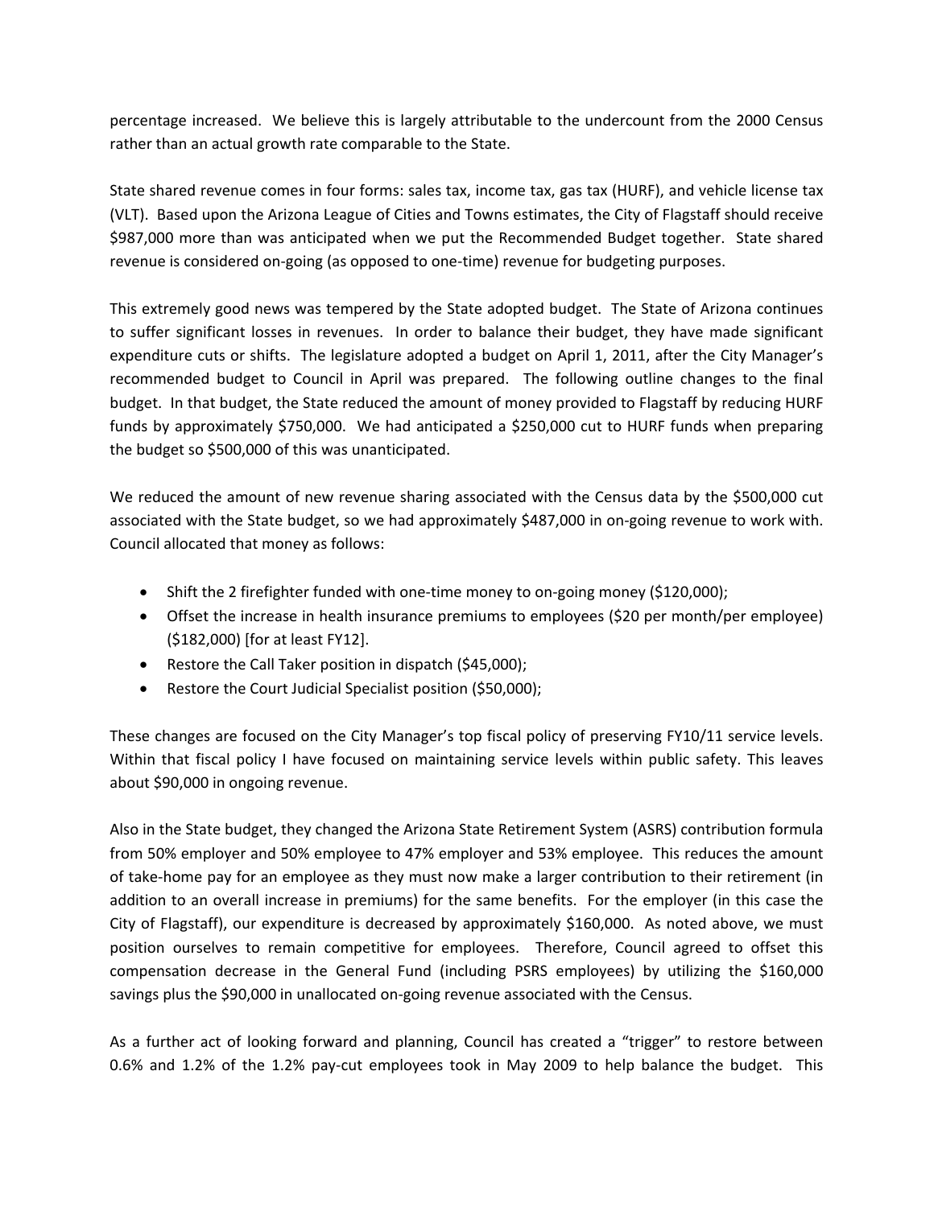percentage increased. We believe this is largely attributable to the undercount from the 2000 Census rather than an actual growth rate comparable to the State.

State shared revenue comes in four forms: sales tax, income tax, gas tax (HURF), and vehicle license tax (VLT). Based upon the Arizona League of Cities and Towns estimates, the City of Flagstaff should receive $987,000 more than was anticipated when we put the Recommended Budget together. State shared revenue is considered on-going (as opposed to one-time) revenue for budgeting purposes.

This extremely good news was tempered by the State adopted budget. The State of Arizona continues to suffer significant losses in revenues. In order to balance their budget, they have made significant expenditure cuts or shifts. The legislature adopted a budget on April 1, 2011, after the City Manager's recommended budget to Council in April was prepared. The following outline changes to the final budget. In that budget, the State reduced the amount of money provided to Flagstaff by reducing HURF funds by approximately $750,000. We had anticipated a $250,000 cut to HURF funds when preparing the budget so $500,000 of this was unanticipated.

We reduced the amount of new revenue sharing associated with the Census data by the $500,000 cut associated with the State budget, so we had approximately $487,000 in on-going revenue to work with. Council allocated that money as follows:

- Shift the 2 firefighter funded with one-time money to on-going money ($120,000);
- Offset the increase in health insurance premiums to employees ($20 per month/per employee) ($182,000) [for at least FY12].
- Restore the Call Taker position in dispatch ($45,000);
- Restore the Court Judicial Specialist position ($50,000);

These changes are focused on the City Manager's top fiscal policy of preserving FY10/11 service levels. Within that fiscal policy I have focused on maintaining service levels within public safety. This leaves about $90,000 in ongoing revenue.

Also in the State budget, they changed the Arizona State Retirement System (ASRS) contribution formula from 50% employer and 50% employee to 47% employer and 53% employee. This reduces the amount of take-home pay for an employee as they must now make a larger contribution to their retirement (in addition to an overall increase in premiums) for the same benefits. For the employer (in this case the City of Flagstaff), our expenditure is decreased by approximately $160,000. As noted above, we must position ourselves to remain competitive for employees. Therefore, Council agreed to offset this compensation decrease in the General Fund (including PSRS employees) by utilizing the $160,000 savings plus the $90,000 in unallocated on-going revenue associated with the Census.

As a further act of looking forward and planning, Council has created a "trigger" to restore between 0.6% and 1.2% of the 1.2% pay-cut employees took in May 2009 to help balance the budget. This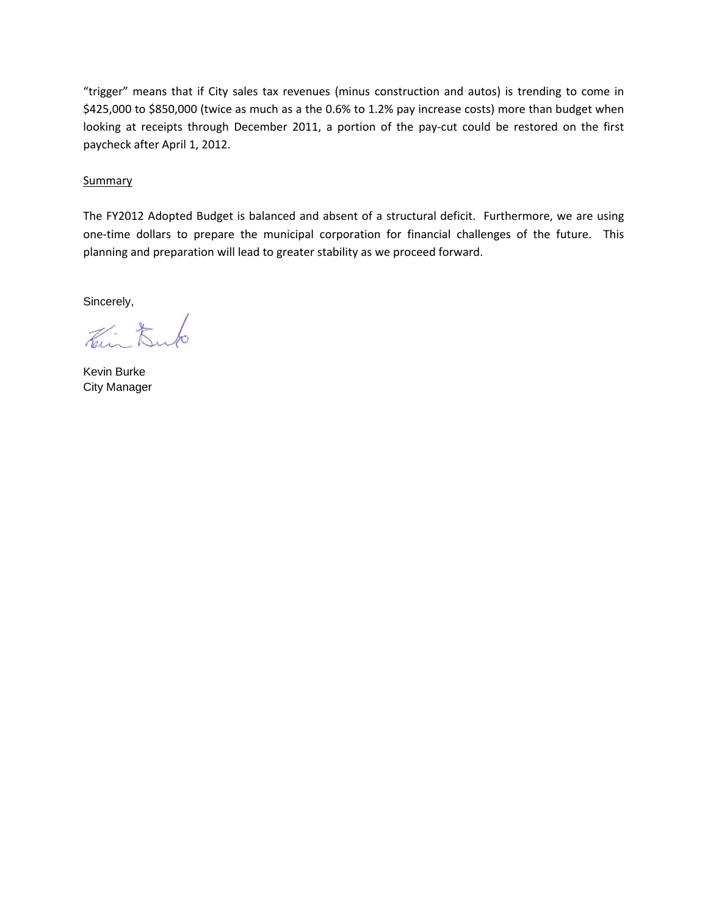"trigger" means that if City sales tax revenues (minus construction and autos) is trending to come in $425,000 to $850,000 (twice as much as a the 0.6% to 1.2% pay increase costs) more than budget when looking at receipts through December 2011, a portion of the pay-cut could be restored on the first paycheck after April 1, 2012.

<u>Summary</u>

The FY2012 Adopted Budget is balanced and absent of a structural deficit. Furthermore, we are using one-time dollars to prepare the municipal corporation for financial challenges of the future. This planning and preparation will lead to greater stability as we proceed forward.

Sincerely,

Kevin Burke
City Manager